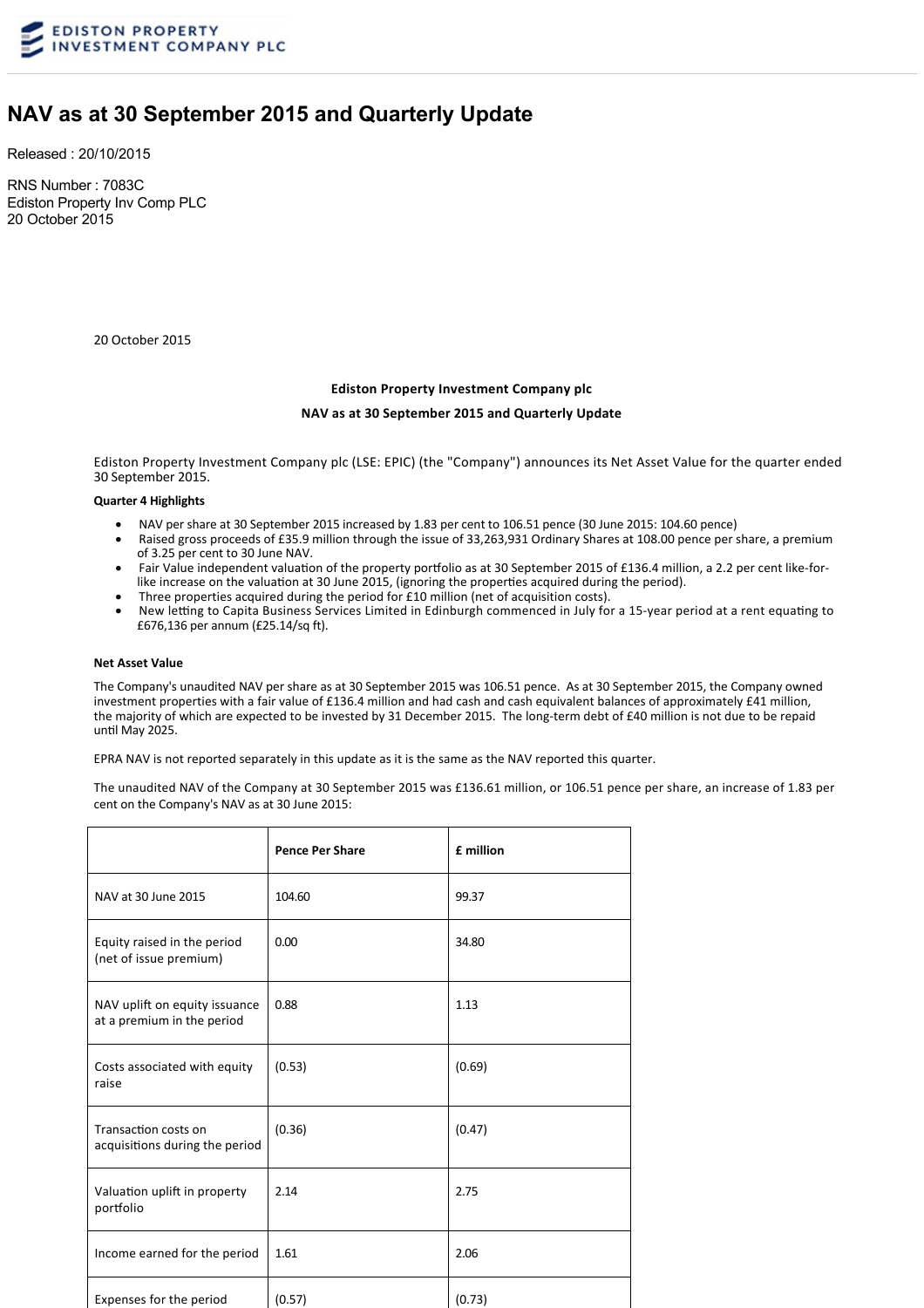EDISTON PROPERTY INVESTMENT COMPANY PLC

# NAV as at 30 September 2015 and Quarterly Update

Released : 20/10/2015

RNS Number : 7083C
Ediston Property Inv Comp PLC
20 October 2015

20 October 2015

**Ediston Property Investment Company plc**

**NAV as at 30 September 2015 and Quarterly Update**

Ediston Property Investment Company plc (LSE: EPIC) (the "Company") announces its Net Asset Value for the quarter ended 30 September 2015.

**Quarter 4 Highlights**

- NAV per share at 30 September 2015 increased by 1.83 per cent to 106.51 pence (30 June 2015: 104.60 pence)
- Raised gross proceeds of £35.9 million through the issue of 33,263,931 Ordinary Shares at 108.00 pence per share, a premium of 3.25 per cent to 30 June NAV.
- Fair Value independent valuation of the property portfolio as at 30 September 2015 of £136.4 million, a 2.2 per cent like-for-like increase on the valuation at 30 June 2015, (ignoring the properties acquired during the period).
- Three properties acquired during the period for £10 million (net of acquisition costs).
- New letting to Capita Business Services Limited in Edinburgh commenced in July for a 15-year period at a rent equating to £676,136 per annum (£25.14/sq ft).

**Net Asset Value**

The Company's unaudited NAV per share as at 30 September 2015 was 106.51 pence. As at 30 September 2015, the Company owned investment properties with a fair value of £136.4 million and had cash and cash equivalent balances of approximately £41 million, the majority of which are expected to be invested by 31 December 2015. The long-term debt of £40 million is not due to be repaid until May 2025.

EPRA NAV is not reported separately in this update as it is the same as the NAV reported this quarter.

The unaudited NAV of the Company at 30 September 2015 was £136.61 million, or 106.51 pence per share, an increase of 1.83 per cent on the Company's NAV as at 30 June 2015:

| | Pence Per Share | £ million |
|---|---|---|
| NAV at 30 June 2015 | 104.60 | 99.37 |
| Equity raised in the period (net of issue premium) | 0.00 | 34.80 |
| NAV uplift on equity issuance at a premium in the period | 0.88 | 1.13 |
| Costs associated with equity raise | (0.53) | (0.69) |
| Transaction costs on acquisitions during the period | (0.36) | (0.47) |
| Valuation uplift in property portfolio | 2.14 | 2.75 |
| Income earned for the period | 1.61 | 2.06 |
| Expenses for the period | (0.57) | (0.73) |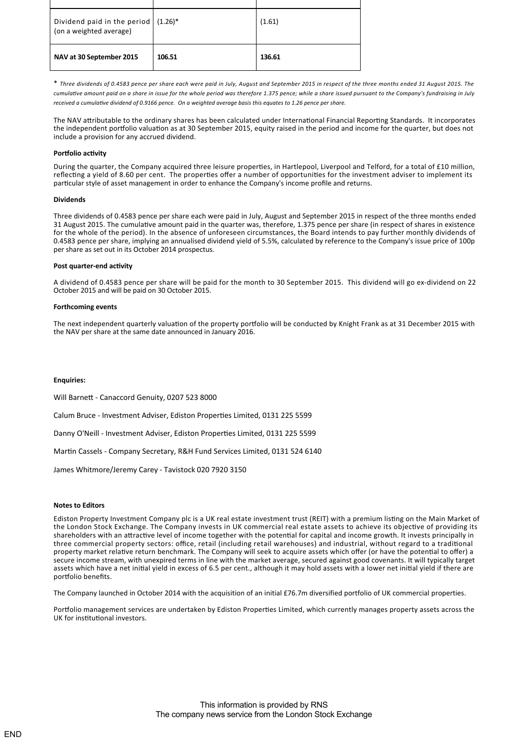| | | |
|---|---|---|
| Dividend paid in the period (on a weighted average) | (1.26)* | (1.61) |
| **NAV at 30 September 2015** | **106.51** | **136.61** |

\* *Three dividends of 0.4583 pence per share each were paid in July, August and September 2015 in respect of the three months ended 31 August 2015. The cumulative amount paid on a share in issue for the whole period was therefore 1.375 pence; while a share issued pursuant to the Company's fundraising in July received a cumulative dividend of 0.9166 pence. On a weighted average basis this equates to 1.26 pence per share.*

The NAV attributable to the ordinary shares has been calculated under International Financial Reporting Standards. It incorporates the independent portfolio valuation as at 30 September 2015, equity raised in the period and income for the quarter, but does not include a provision for any accrued dividend.

**Portfolio activity**

During the quarter, the Company acquired three leisure properties, in Hartlepool, Liverpool and Telford, for a total of £10 million, reflecting a yield of 8.60 per cent. The properties offer a number of opportunities for the investment adviser to implement its particular style of asset management in order to enhance the Company's income profile and returns.

**Dividends**

Three dividends of 0.4583 pence per share each were paid in July, August and September 2015 in respect of the three months ended 31 August 2015. The cumulative amount paid in the quarter was, therefore, 1.375 pence per share (in respect of shares in existence for the whole of the period). In the absence of unforeseen circumstances, the Board intends to pay further monthly dividends of 0.4583 pence per share, implying an annualised dividend yield of 5.5%, calculated by reference to the Company's issue price of 100p per share as set out in its October 2014 prospectus.

**Post quarter-end activity**

A dividend of 0.4583 pence per share will be paid for the month to 30 September 2015. This dividend will go ex-dividend on 22 October 2015 and will be paid on 30 October 2015.

**Forthcoming events**

The next independent quarterly valuation of the property portfolio will be conducted by Knight Frank as at 31 December 2015 with the NAV per share at the same date announced in January 2016.

**Enquiries:**

Will Barnett - Canaccord Genuity, 0207 523 8000

Calum Bruce - Investment Adviser, Ediston Properties Limited, 0131 225 5599

Danny O'Neill - Investment Adviser, Ediston Properties Limited, 0131 225 5599

Martin Cassels - Company Secretary, R&H Fund Services Limited, 0131 524 6140

James Whitmore/Jeremy Carey - Tavistock 020 7920 3150

**Notes to Editors**

Ediston Property Investment Company plc is a UK real estate investment trust (REIT) with a premium listing on the Main Market of the London Stock Exchange. The Company invests in UK commercial real estate assets to achieve its objective of providing its shareholders with an attractive level of income together with the potential for capital and income growth. It invests principally in three commercial property sectors: office, retail (including retail warehouses) and industrial, without regard to a traditional property market relative return benchmark. The Company will seek to acquire assets which offer (or have the potential to offer) a secure income stream, with unexpired terms in line with the market average, secured against good covenants. It will typically target assets which have a net initial yield in excess of 6.5 per cent., although it may hold assets with a lower net initial yield if there are portfolio benefits.

The Company launched in October 2014 with the acquisition of an initial £76.7m diversified portfolio of UK commercial properties.

Portfolio management services are undertaken by Ediston Properties Limited, which currently manages property assets across the UK for institutional investors.

This information is provided by RNS
The company news service from the London Stock Exchange

END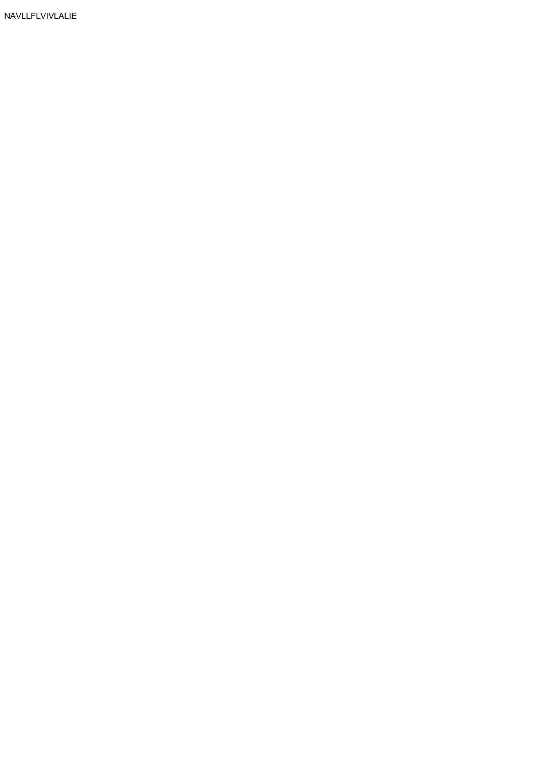NAVLLFLVIVLALIE